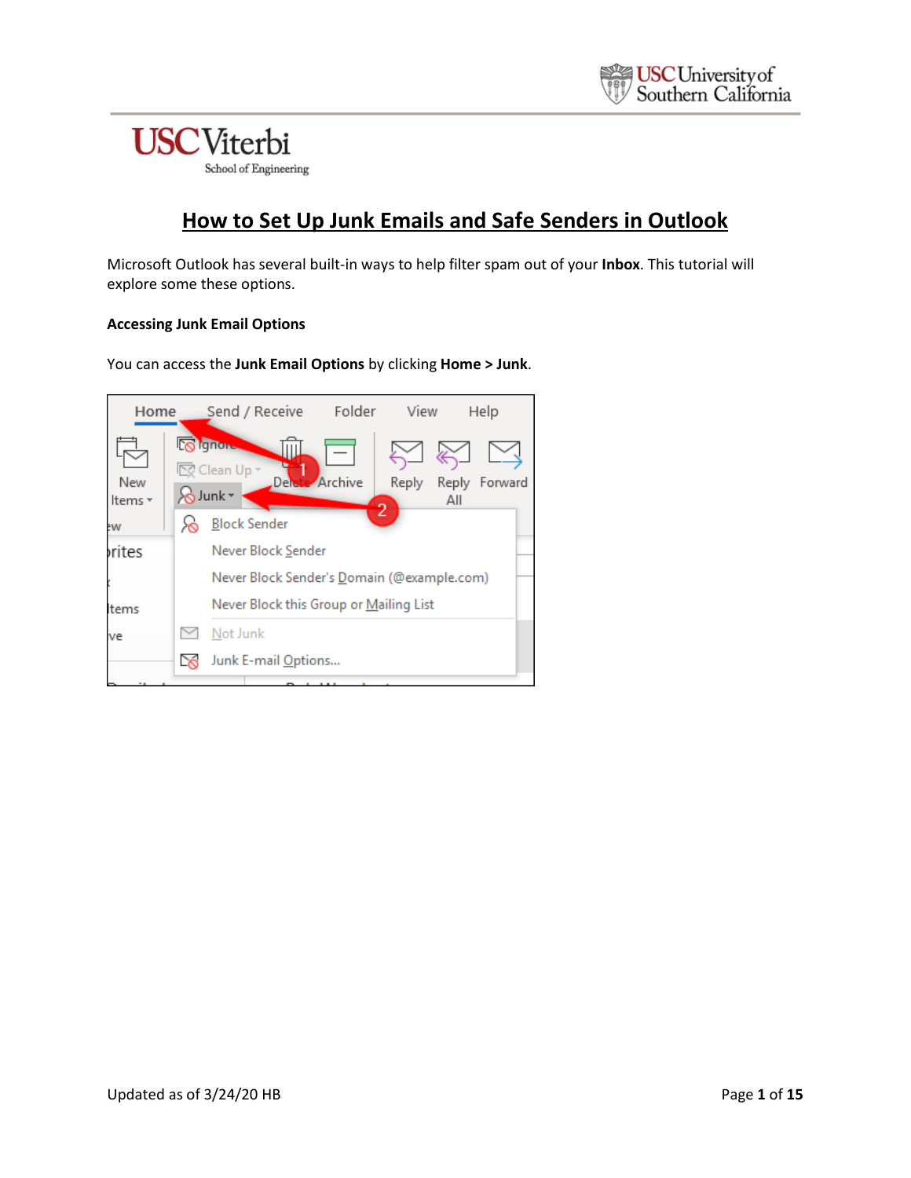# How to Set Up Junk Emails and Safe Senders in Outlook

Microsoft Outlook has several built-in ways to help filter spam out of your **Inbox**. This tutorial will explore some these options.

**Accessing Junk Email Options**

You can access the **Junk Email Options** by clicking **Home > Junk**.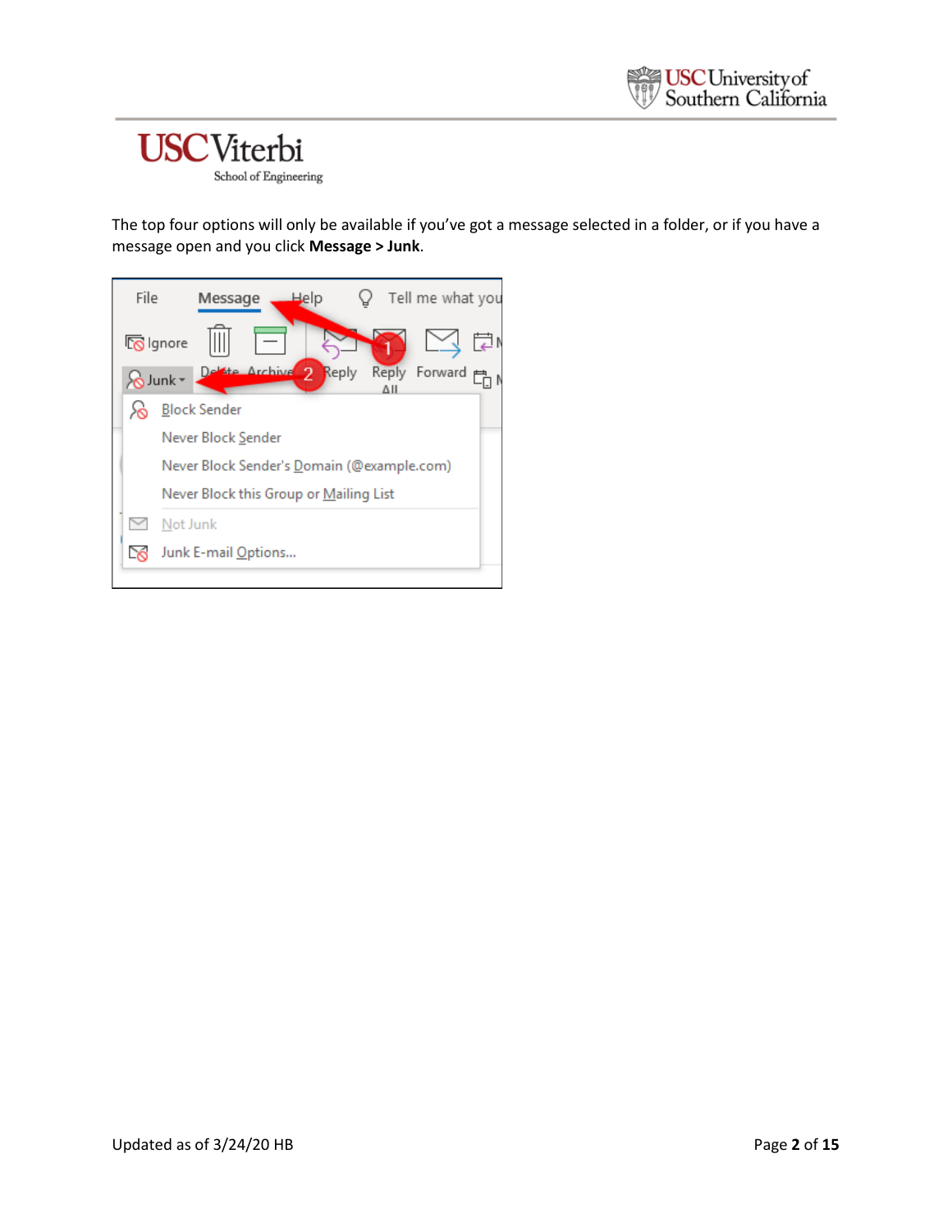The top four options will only be available if you've got a message selected in a folder, or if you have a message open and you click **Message > Junk**.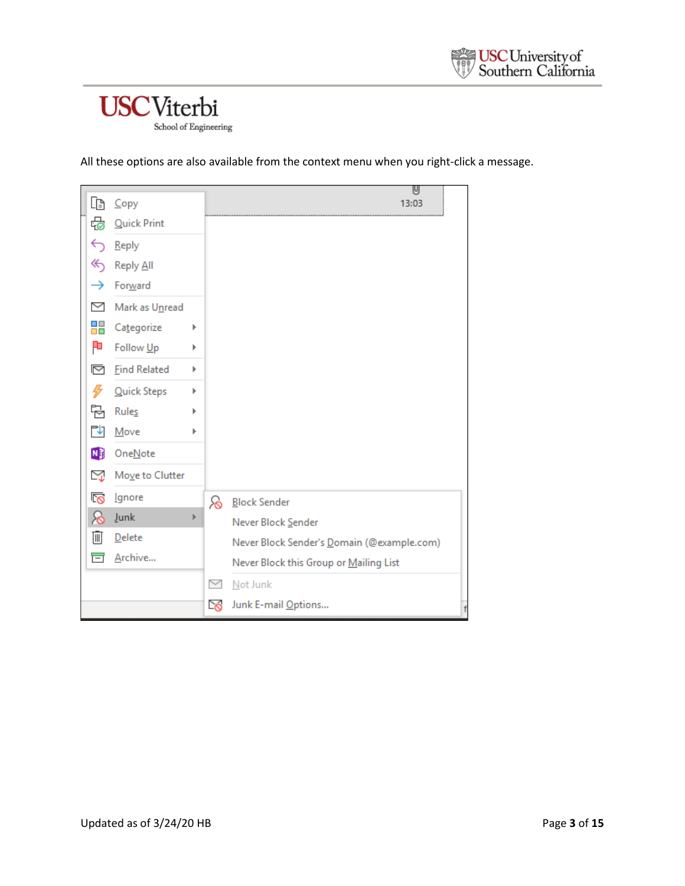All these options are also available from the context menu when you right-click a message.

Copy
Quick Print
Reply
Reply All
Forward
Mark as Unread
Categorize
Follow Up
Find Related
Quick Steps
Rules
Move
OneNote
Move to Clutter
Ignore
Junk
Delete
Archive...

Block Sender
Never Block Sender
Never Block Sender's Domain (@example.com)
Never Block this Group or Mailing List
Not Junk
Junk E-mail Options...

Updated as of 3/24/20 HB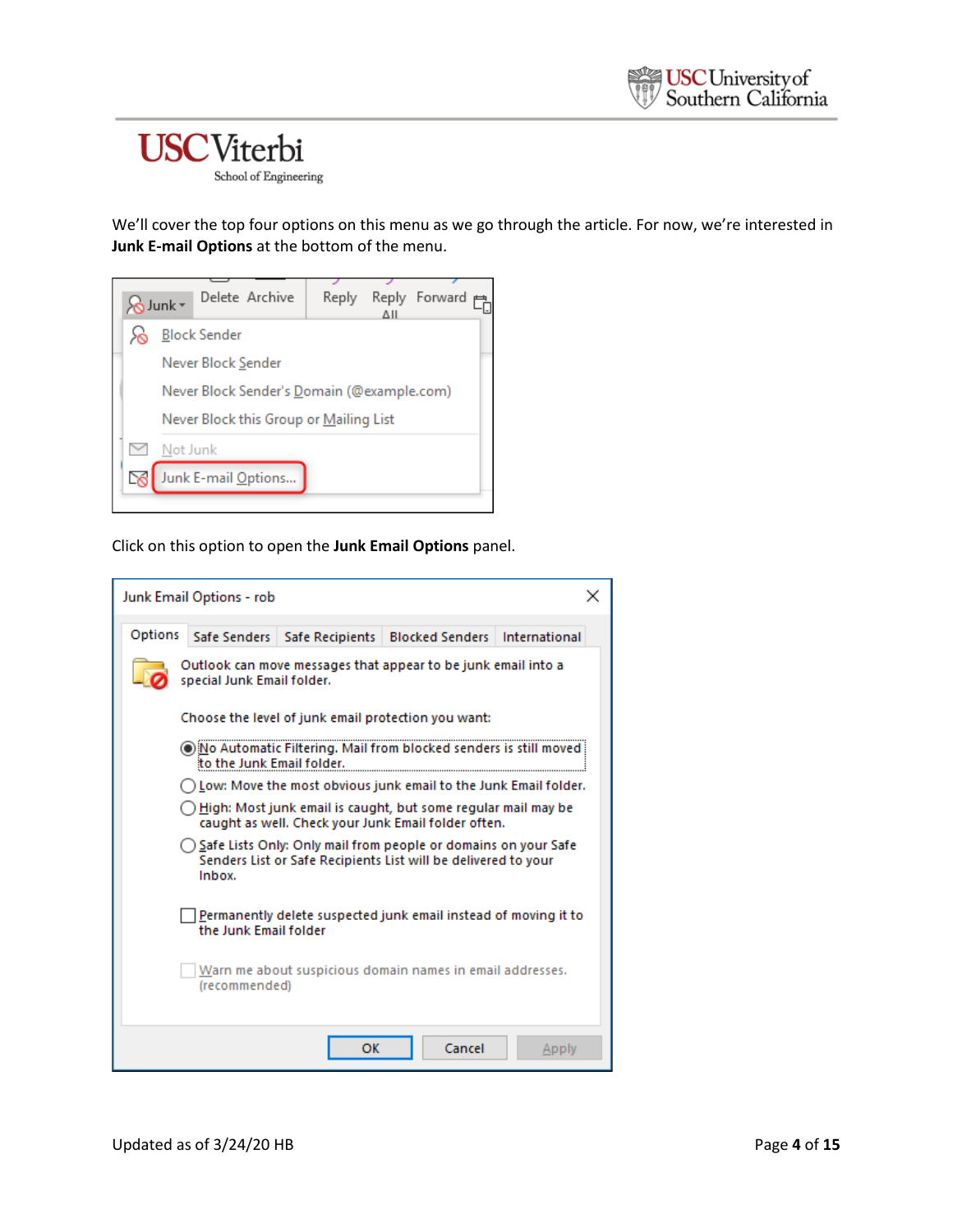We'll cover the top four options on this menu as we go through the article. For now, we're interested in **Junk E-mail Options** at the bottom of the menu.

Click on this option to open the **Junk Email Options** panel.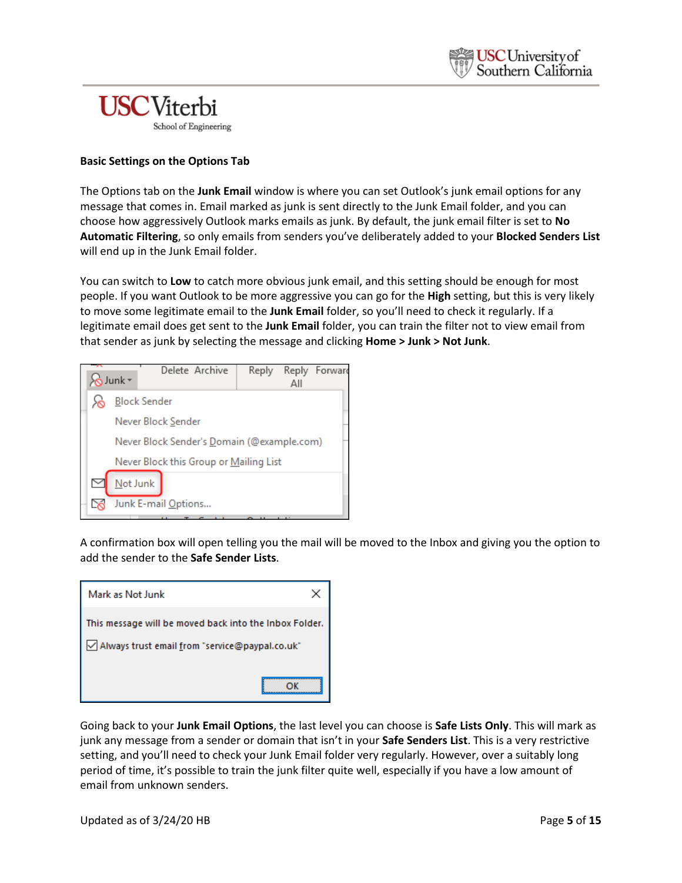**Basic Settings on the Options Tab**

The Options tab on the **Junk Email** window is where you can set Outlook's junk email options for any message that comes in. Email marked as junk is sent directly to the Junk Email folder, and you can choose how aggressively Outlook marks emails as junk. By default, the junk email filter is set to **No Automatic Filtering**, so only emails from senders you've deliberately added to your **Blocked Senders List** will end up in the Junk Email folder.

You can switch to **Low** to catch more obvious junk email, and this setting should be enough for most people. If you want Outlook to be more aggressive you can go for the **High** setting, but this is very likely to move some legitimate email to the **Junk Email** folder, so you'll need to check it regularly. If a legitimate email does get sent to the **Junk Email** folder, you can train the filter not to view email from that sender as junk by selecting the message and clicking **Home > Junk > Not Junk**.

A confirmation box will open telling you the mail will be moved to the Inbox and giving you the option to add the sender to the **Safe Sender Lists**.

Going back to your **Junk Email Options**, the last level you can choose is **Safe Lists Only**. This will mark as junk any message from a sender or domain that isn't in your **Safe Senders List**. This is a very restrictive setting, and you'll need to check your Junk Email folder very regularly. However, over a suitably long period of time, it's possible to train the junk filter quite well, especially if you have a low amount of email from unknown senders.

Updated as of 3/24/20 HB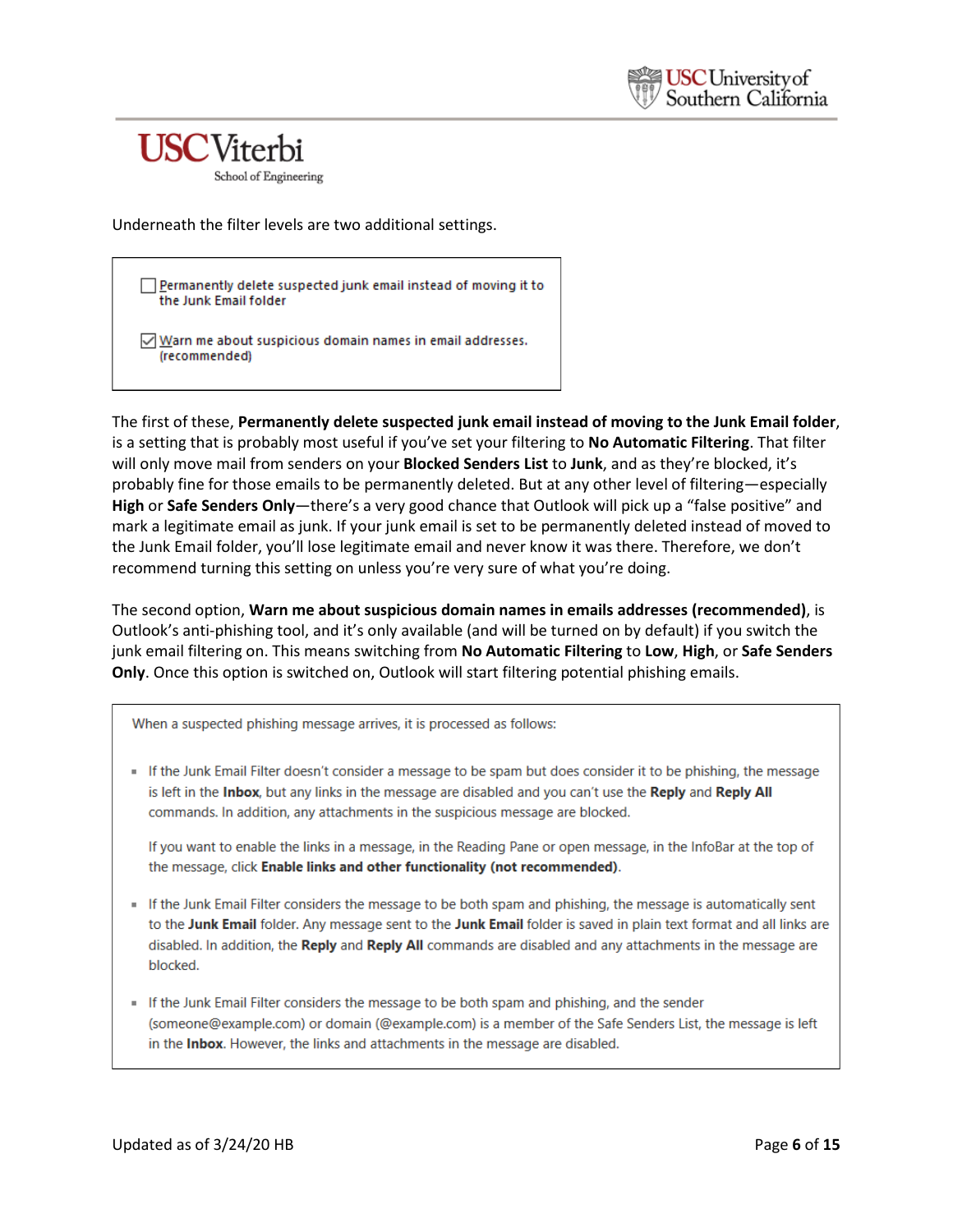Underneath the filter levels are two additional settings.

- [ ] Permanently delete suspected junk email instead of moving it to the Junk Email folder
- [x] Warn me about suspicious domain names in email addresses. (recommended)

The first of these, **Permanently delete suspected junk email instead of moving to the Junk Email folder**, is a setting that is probably most useful if you've set your filtering to **No Automatic Filtering**. That filter will only move mail from senders on your **Blocked Senders List** to **Junk**, and as they're blocked, it's probably fine for those emails to be permanently deleted. But at any other level of filtering—especially **High** or **Safe Senders Only**—there's a very good chance that Outlook will pick up a "false positive" and mark a legitimate email as junk. If your junk email is set to be permanently deleted instead of moved to the Junk Email folder, you'll lose legitimate email and never know it was there. Therefore, we don't recommend turning this setting on unless you're very sure of what you're doing.

The second option, **Warn me about suspicious domain names in emails addresses (recommended)**, is Outlook's anti-phishing tool, and it's only available (and will be turned on by default) if you switch the junk email filtering on. This means switching from **No Automatic Filtering** to **Low**, **High**, or **Safe Senders Only**. Once this option is switched on, Outlook will start filtering potential phishing emails.

> When a suspected phishing message arrives, it is processed as follows:
>
> - If the Junk Email Filter doesn't consider a message to be spam but does consider it to be phishing, the message is left in the **Inbox**, but any links in the message are disabled and you can't use the **Reply** and **Reply All** commands. In addition, any attachments in the suspicious message are blocked.
>
>   If you want to enable the links in a message, in the Reading Pane or open message, in the InfoBar at the top of the message, click **Enable links and other functionality (not recommended)**.
>
> - If the Junk Email Filter considers the message to be both spam and phishing, the message is automatically sent to the **Junk Email** folder. Any message sent to the **Junk Email** folder is saved in plain text format and all links are disabled. In addition, the **Reply** and **Reply All** commands are disabled and any attachments in the message are blocked.
>
> - If the Junk Email Filter considers the message to be both spam and phishing, and the sender (someone@example.com) or domain (@example.com) is a member of the Safe Senders List, the message is left in the **Inbox**. However, the links and attachments in the message are disabled.

Updated as of 3/24/20 HB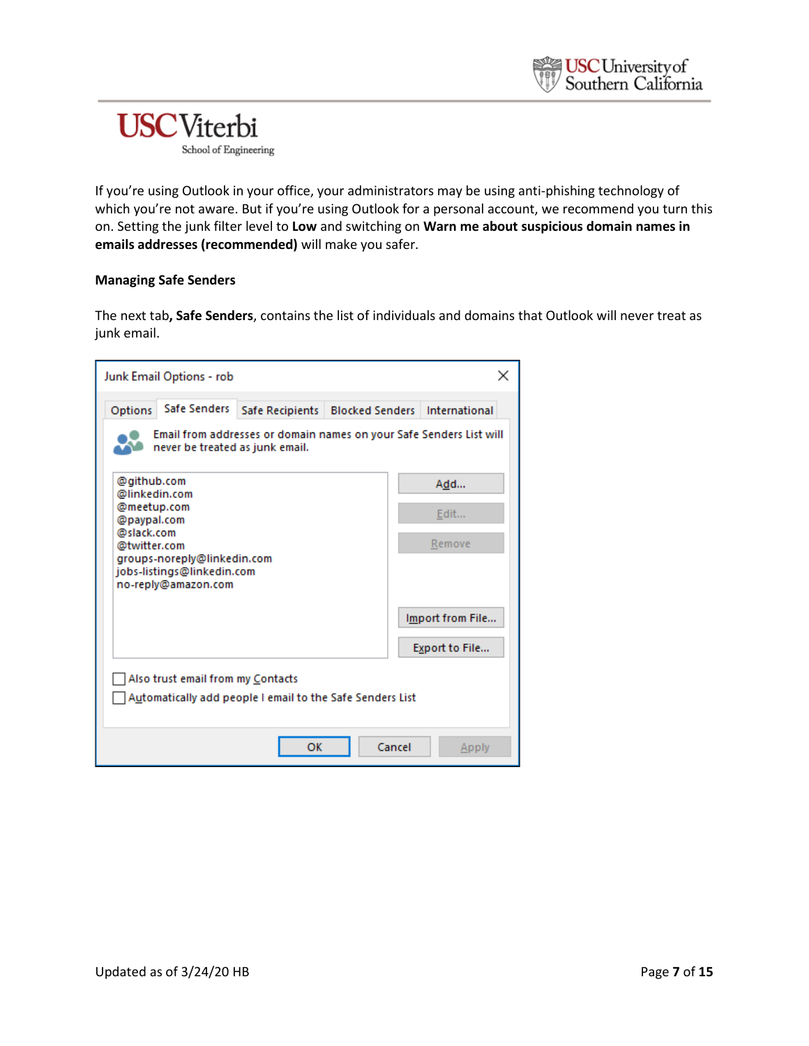If you're using Outlook in your office, your administrators may be using anti-phishing technology of which you're not aware. But if you're using Outlook for a personal account, we recommend you turn this on. Setting the junk filter level to **Low** and switching on **Warn me about suspicious domain names in emails addresses (recommended)** will make you safer.

**Managing Safe Senders**

The next tab**, Safe Senders**, contains the list of individuals and domains that Outlook will never treat as junk email.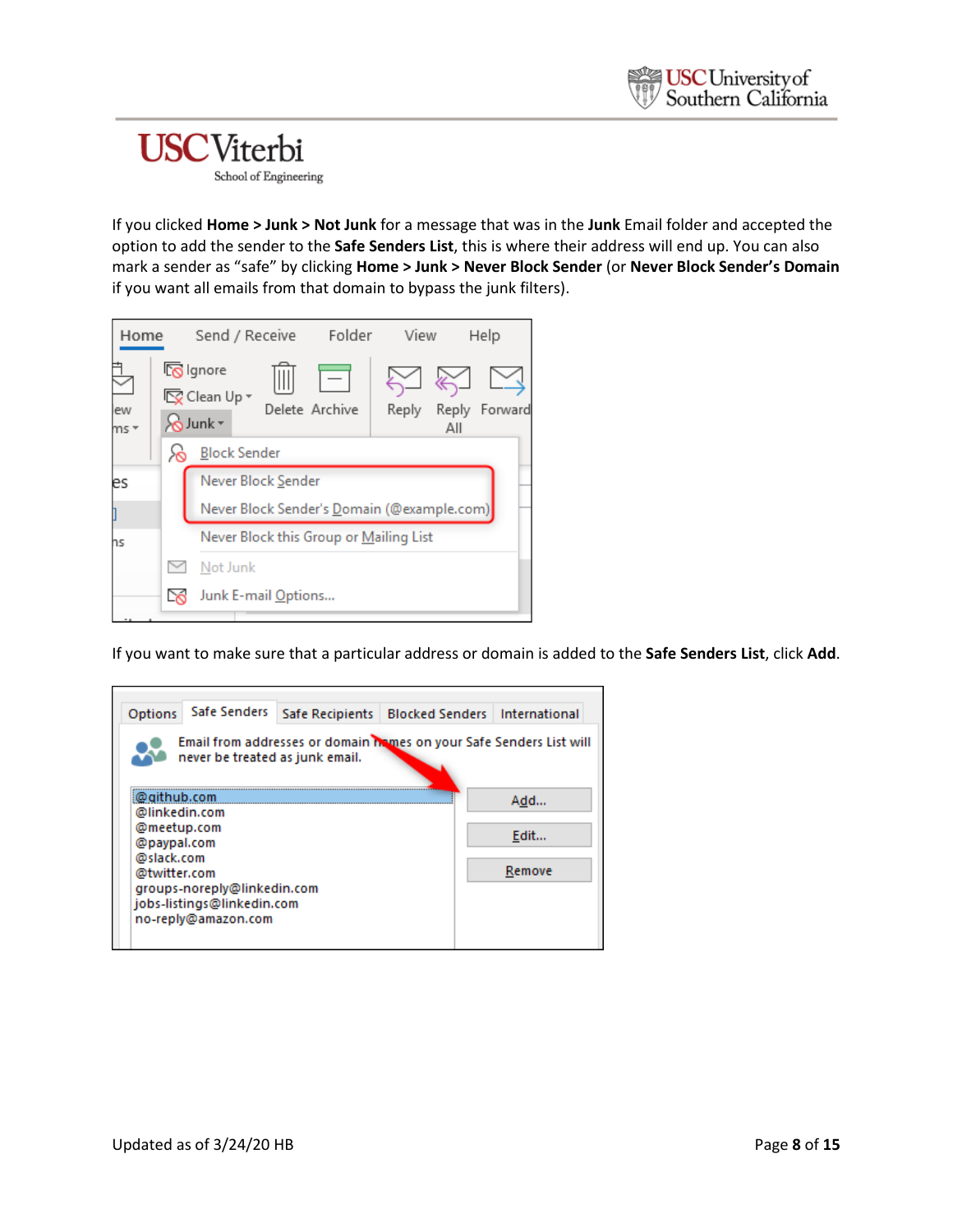If you clicked **Home > Junk > Not Junk** for a message that was in the **Junk** Email folder and accepted the option to add the sender to the **Safe Senders List**, this is where their address will end up. You can also mark a sender as "safe" by clicking **Home > Junk > Never Block Sender** (or **Never Block Sender's Domain** if you want all emails from that domain to bypass the junk filters).

If you want to make sure that a particular address or domain is added to the **Safe Senders List**, click **Add**.

Updated as of 3/24/20 HB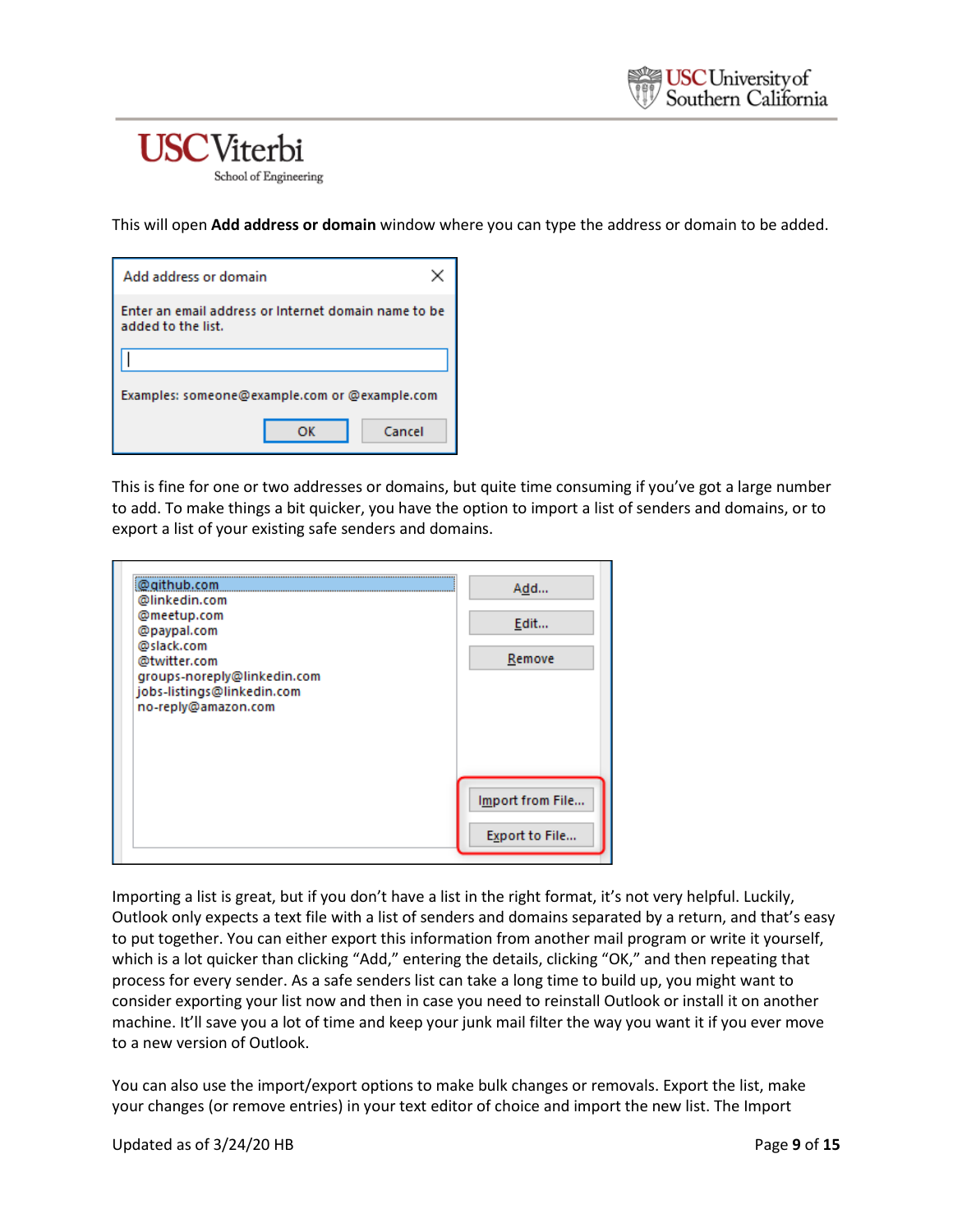This will open **Add address or domain** window where you can type the address or domain to be added.

This is fine for one or two addresses or domains, but quite time consuming if you've got a large number to add. To make things a bit quicker, you have the option to import a list of senders and domains, or to export a list of your existing safe senders and domains.

Importing a list is great, but if you don't have a list in the right format, it's not very helpful. Luckily, Outlook only expects a text file with a list of senders and domains separated by a return, and that's easy to put together. You can either export this information from another mail program or write it yourself, which is a lot quicker than clicking "Add," entering the details, clicking "OK," and then repeating that process for every sender. As a safe senders list can take a long time to build up, you might want to consider exporting your list now and then in case you need to reinstall Outlook or install it on another machine. It'll save you a lot of time and keep your junk mail filter the way you want it if you ever move to a new version of Outlook.

You can also use the import/export options to make bulk changes or removals. Export the list, make your changes (or remove entries) in your text editor of choice and import the new list. The Import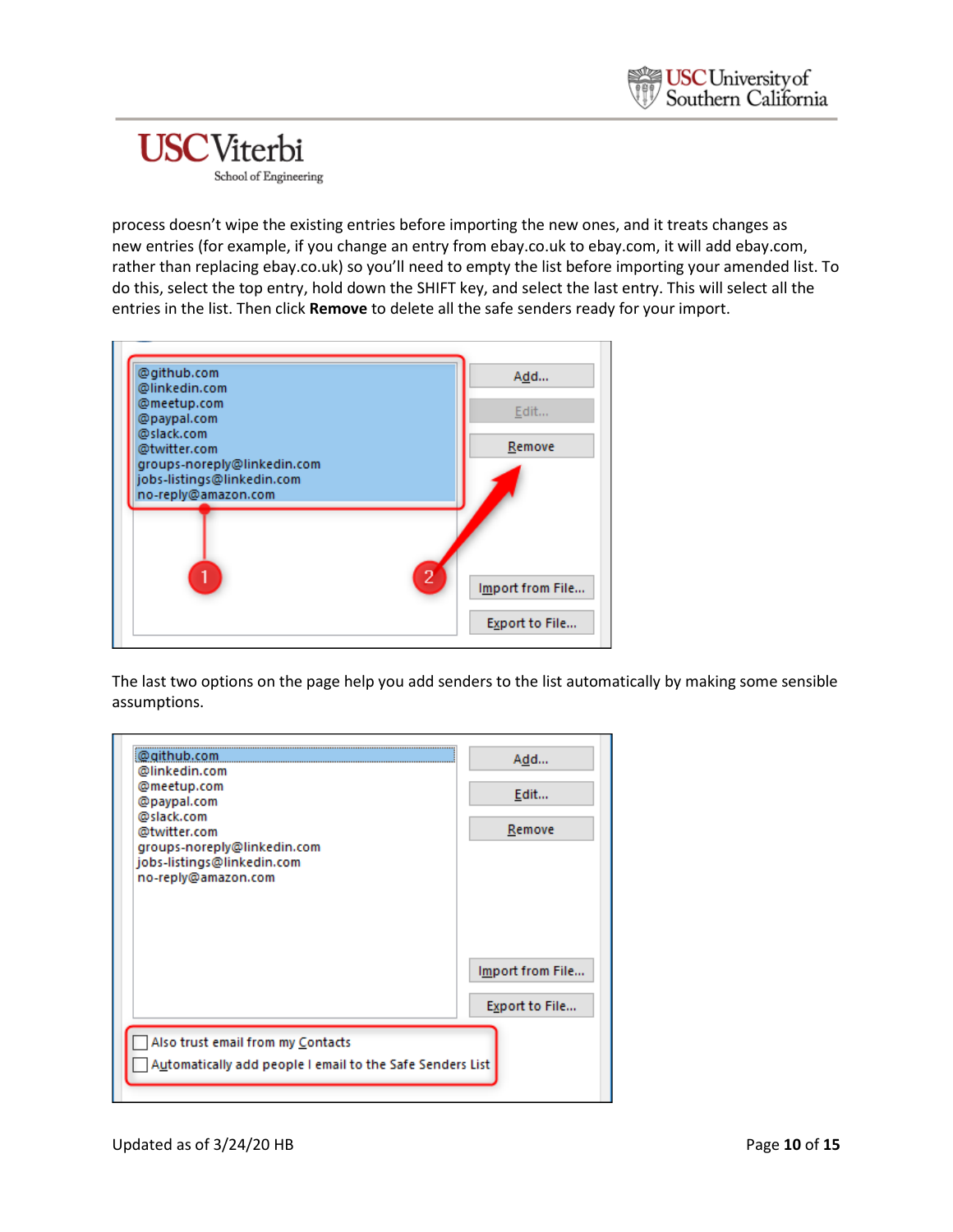process doesn't wipe the existing entries before importing the new ones, and it treats changes as new entries (for example, if you change an entry from ebay.co.uk to ebay.com, it will add ebay.com, rather than replacing ebay.co.uk) so you'll need to empty the list before importing your amended list. To do this, select the top entry, hold down the SHIFT key, and select the last entry. This will select all the entries in the list. Then click **Remove** to delete all the safe senders ready for your import.

The last two options on the page help you add senders to the list automatically by making some sensible assumptions.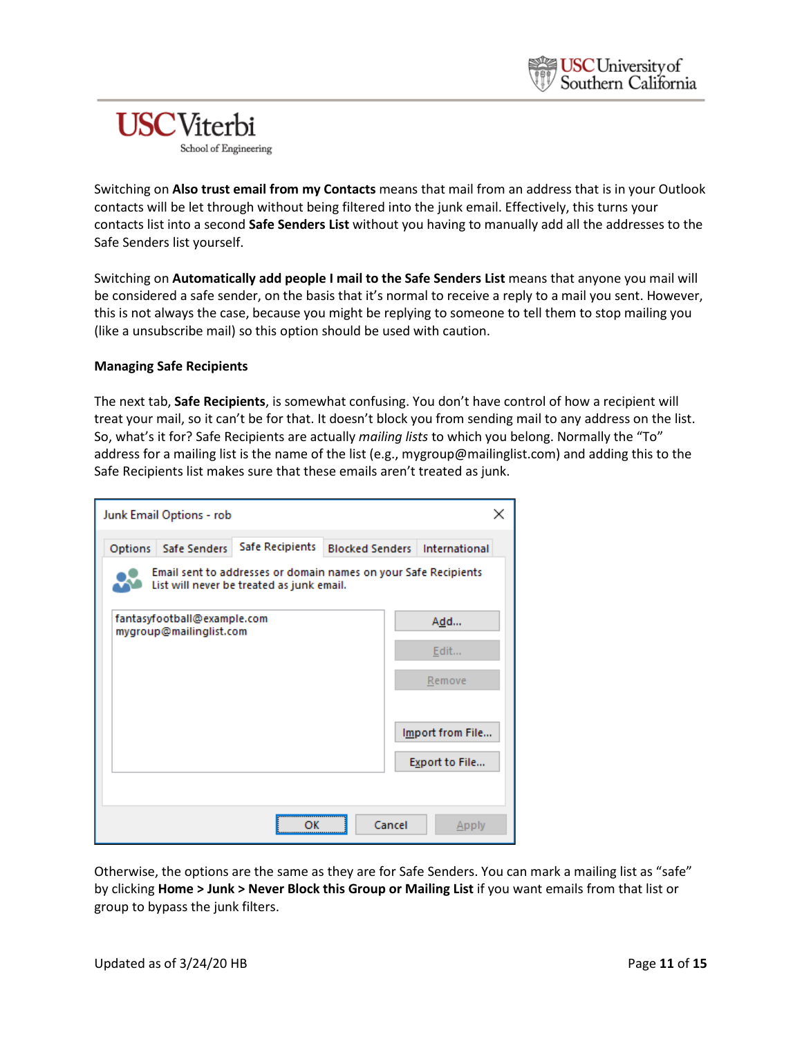Switching on **Also trust email from my Contacts** means that mail from an address that is in your Outlook contacts will be let through without being filtered into the junk email. Effectively, this turns your contacts list into a second **Safe Senders List** without you having to manually add all the addresses to the Safe Senders list yourself.

Switching on **Automatically add people I mail to the Safe Senders List** means that anyone you mail will be considered a safe sender, on the basis that it's normal to receive a reply to a mail you sent. However, this is not always the case, because you might be replying to someone to tell them to stop mailing you (like a unsubscribe mail) so this option should be used with caution.

**Managing Safe Recipients**

The next tab, **Safe Recipients**, is somewhat confusing. You don't have control of how a recipient will treat your mail, so it can't be for that. It doesn't block you from sending mail to any address on the list. So, what's it for? Safe Recipients are actually *mailing lists* to which you belong. Normally the "To" address for a mailing list is the name of the list (e.g., mygroup@mailinglist.com) and adding this to the Safe Recipients list makes sure that these emails aren't treated as junk.

Otherwise, the options are the same as they are for Safe Senders. You can mark a mailing list as "safe" by clicking **Home > Junk > Never Block this Group or Mailing List** if you want emails from that list or group to bypass the junk filters.

Updated as of 3/24/20 HB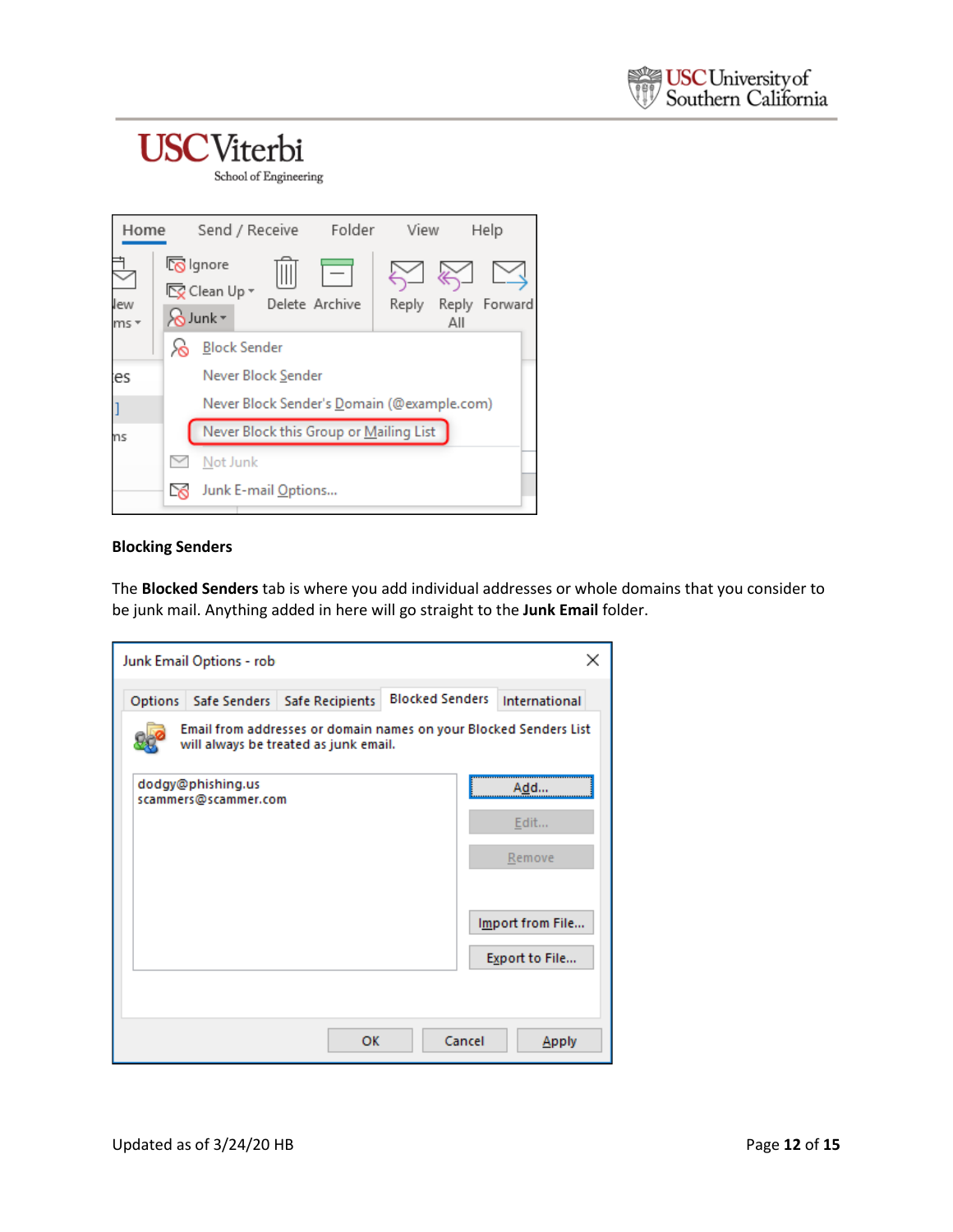**Blocking Senders**

The **Blocked Senders** tab is where you add individual addresses or whole domains that you consider to be junk mail. Anything added in here will go straight to the **Junk Email** folder.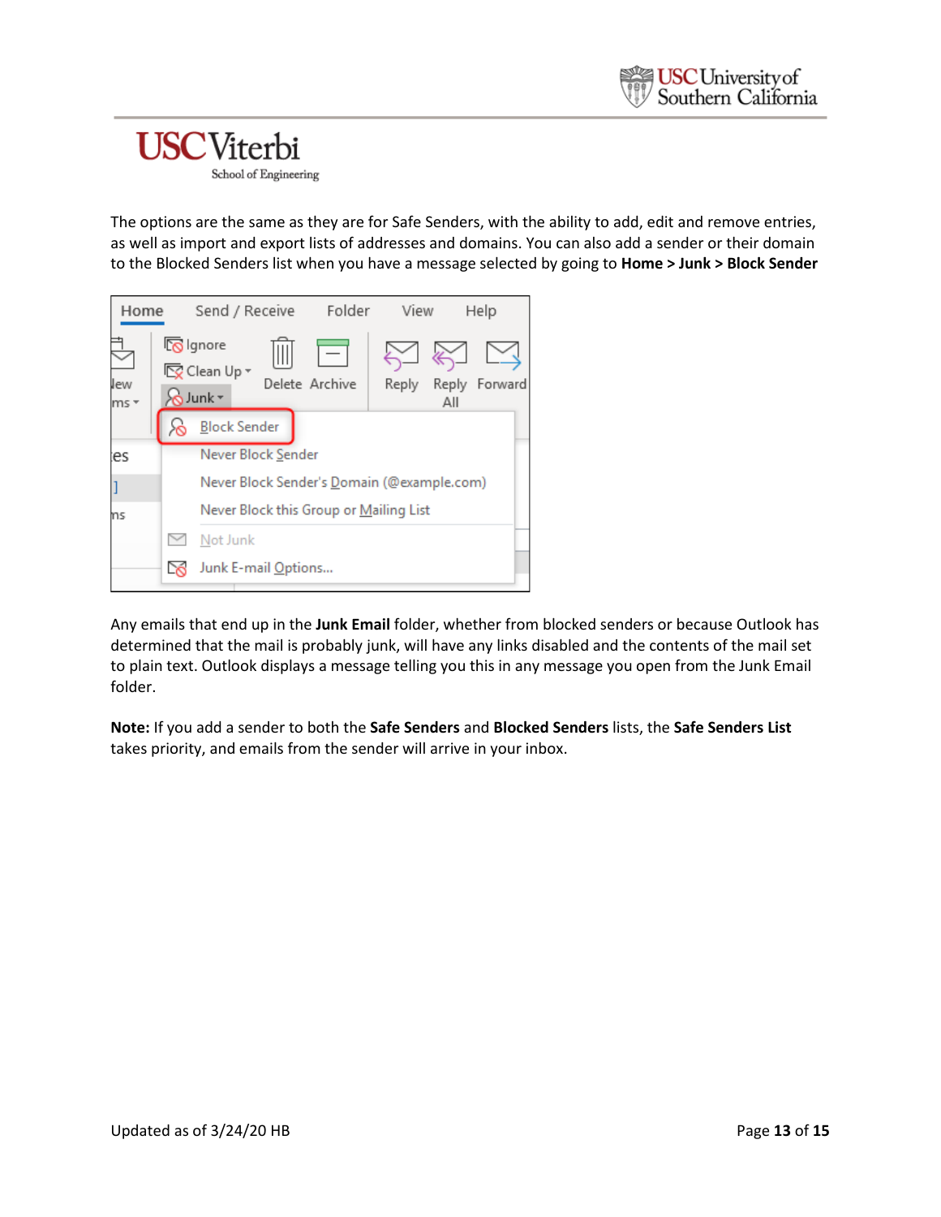The options are the same as they are for Safe Senders, with the ability to add, edit and remove entries, as well as import and export lists of addresses and domains. You can also add a sender or their domain to the Blocked Senders list when you have a message selected by going to **Home > Junk > Block Sender**

Any emails that end up in the **Junk Email** folder, whether from blocked senders or because Outlook has determined that the mail is probably junk, will have any links disabled and the contents of the mail set to plain text. Outlook displays a message telling you this in any message you open from the Junk Email folder.

**Note:** If you add a sender to both the **Safe Senders** and **Blocked Senders** lists, the **Safe Senders List** takes priority, and emails from the sender will arrive in your inbox.

Updated as of 3/24/20 HB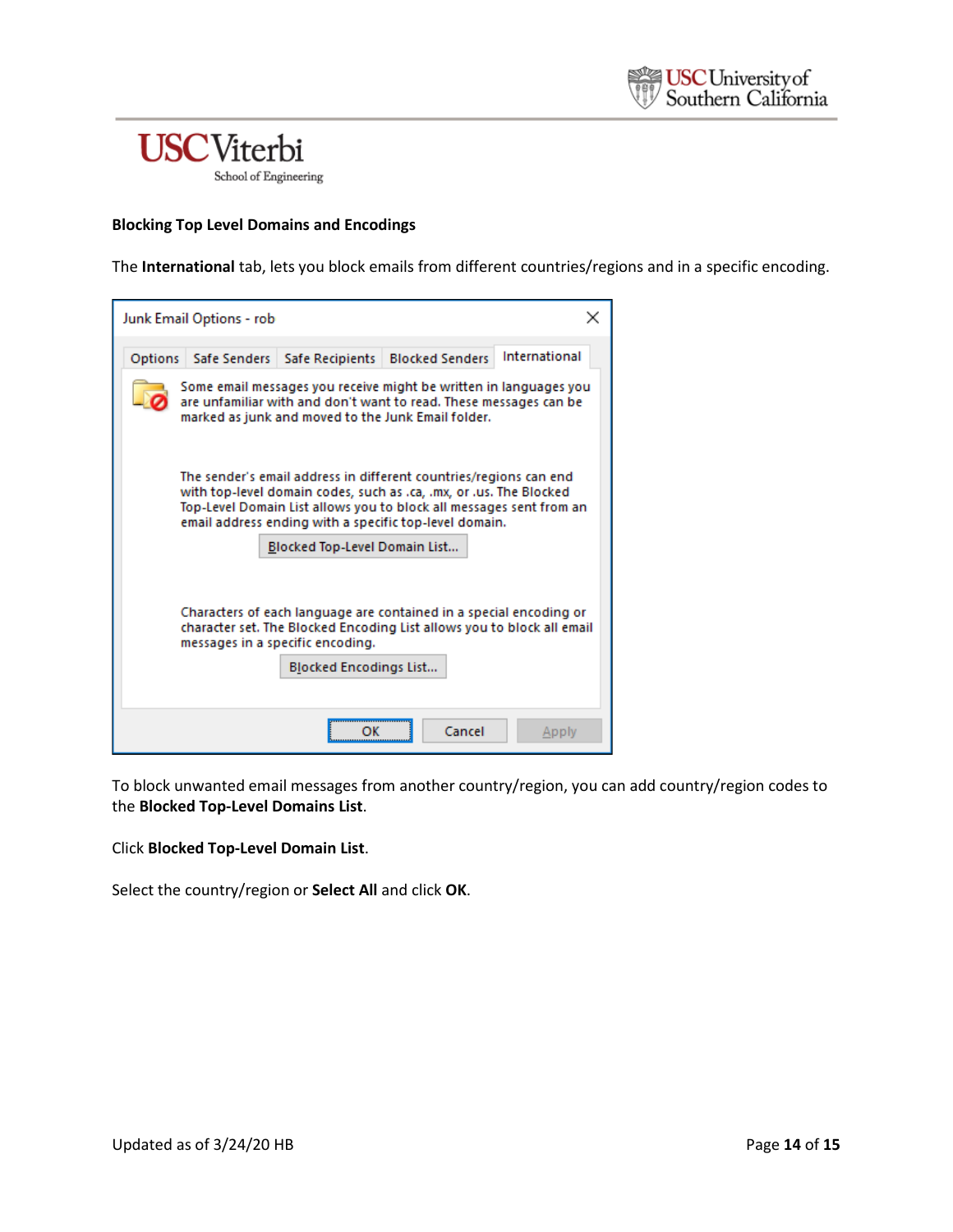**Blocking Top Level Domains and Encodings**

The **International** tab, lets you block emails from different countries/regions and in a specific encoding.

Junk Email Options - rob

Options | Safe Senders | Safe Recipients | Blocked Senders | International

Some email messages you receive might be written in languages you are unfamiliar with and don't want to read. These messages can be marked as junk and moved to the Junk Email folder.

The sender's email address in different countries/regions can end with top-level domain codes, such as .ca, .mx, or .us. The Blocked Top-Level Domain List allows you to block all messages sent from an email address ending with a specific top-level domain.

Blocked Top-Level Domain List...

Characters of each language are contained in a special encoding or character set. The Blocked Encoding List allows you to block all email messages in a specific encoding.

Blocked Encodings List...

OK | Cancel | Apply

To block unwanted email messages from another country/region, you can add country/region codes to the **Blocked Top-Level Domains List**.

Click **Blocked Top-Level Domain List**.

Select the country/region or **Select All** and click **OK**.

Updated as of 3/24/20 HB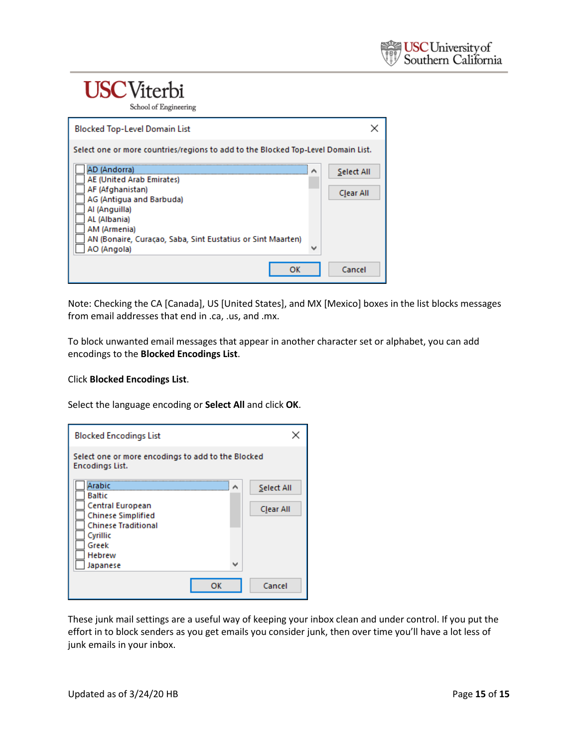Blocked Top-Level Domain List

Select one or more countries/regions to add to the Blocked Top-Level Domain List.

- AD (Andorra)
- AE (United Arab Emirates)
- AF (Afghanistan)
- AG (Antigua and Barbuda)
- AI (Anguilla)
- AL (Albania)
- AM (Armenia)
- AN (Bonaire, Curaçao, Saba, Sint Eustatius or Sint Maarten)
- AO (Angola)

Select All | Clear All | OK | Cancel

Note: Checking the CA [Canada], US [United States], and MX [Mexico] boxes in the list blocks messages from email addresses that end in .ca, .us, and .mx.

To block unwanted email messages that appear in another character set or alphabet, you can add encodings to the **Blocked Encodings List**.

Click **Blocked Encodings List**.

Select the language encoding or **Select All** and click **OK**.

Blocked Encodings List

Select one or more encodings to add to the Blocked Encodings List.

- Arabic
- Baltic
- Central European
- Chinese Simplified
- Chinese Traditional
- Cyrillic
- Greek
- Hebrew
- Japanese

Select All | Clear All | OK | Cancel

These junk mail settings are a useful way of keeping your inbox clean and under control. If you put the effort in to block senders as you get emails you consider junk, then over time you'll have a lot less of junk emails in your inbox.